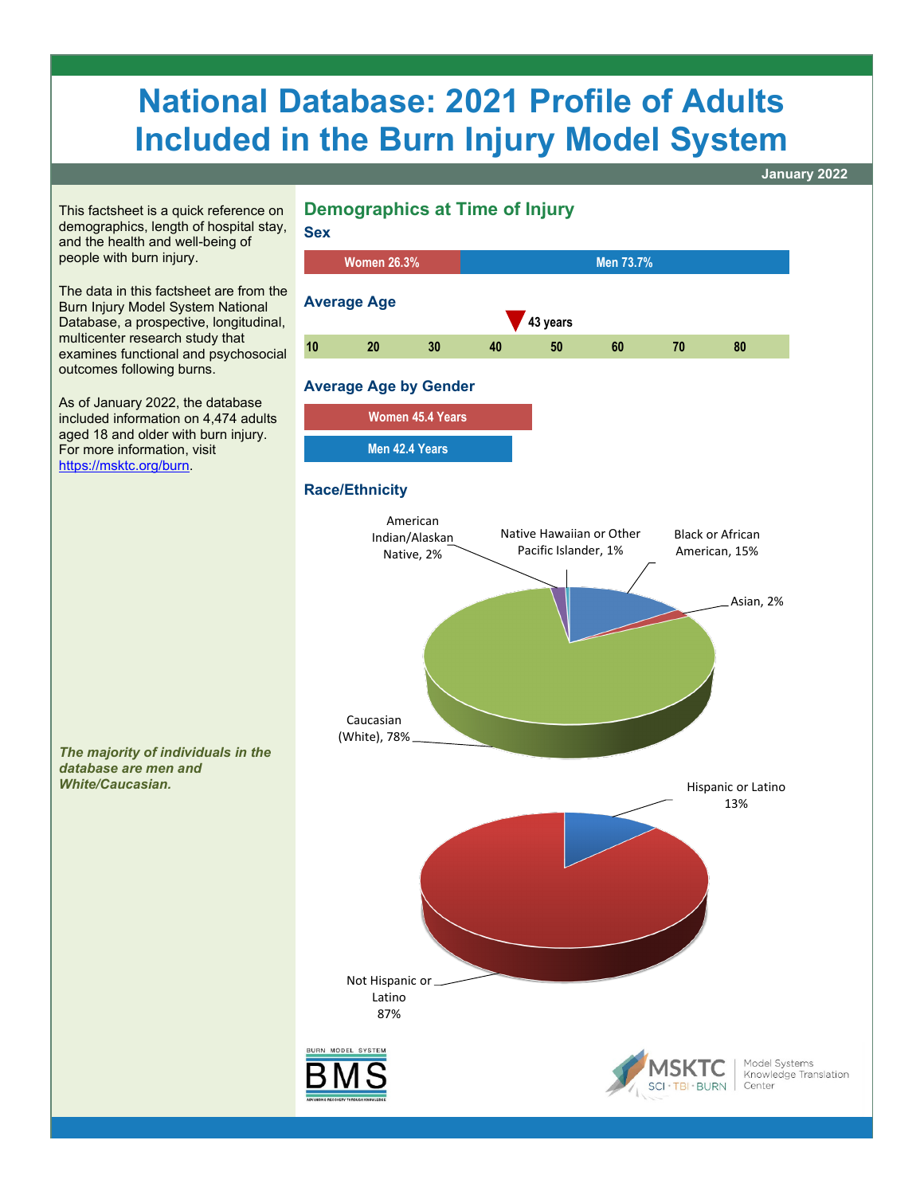# National Database: 2021 Profile of Adults Included in the Burn Injury Model System

January 2022

This factsheet is a quick reference on demographics, length of hospital stay, and the health and well-being of people with burn injury.

The data in this factsheet are from the Burn Injury Model System National Database, a prospective, longitudinal, multicenter research study that examines functional and psychosocial outcomes following burns.

As of January 2022, the database included information on 4,474 adults aged 18 and older with burn injury. For more information, visit [https://msktc.org/burn](https://msktc.org/burn).

*The majority of individuals in the database are men and White/Caucasian.*

## Demographics at Time of Injury

### Sex

Women 26.3% | Men 73.7%

### Average Age

43 years

10 20 30 40 50 60 70 80

### Average Age by Gender

Women 45.4 Years

Men 42.4 Years

### Race/Ethnicity

- American Indian/Alaskan Native, 2%
- Native Hawaiian or Other Pacific Islander, 1%
- Black or African American, 15%
- Asian, 2%
- Caucasian (White), 78%

- Hispanic or Latino 13%
- Not Hispanic or Latino 87%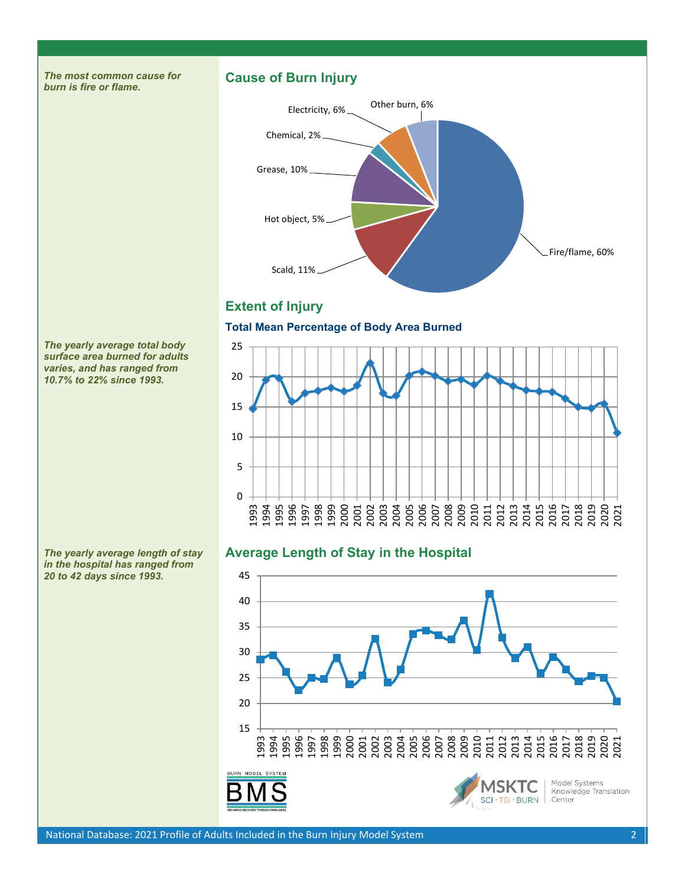*The most common cause for burn is fire or flame.*

## Cause of Burn Injury

Fire/flame, 60%
Scald, 11%
Hot object, 5%
Grease, 10%
Chemical, 2%
Electricity, 6%
Other burn, 6%

*The yearly average total body surface area burned for adults varies, and has ranged from 10.7% to 22% since 1993.*

## Extent of Injury

### Total Mean Percentage of Body Area Burned

*The yearly average length of stay in the hospital has ranged from 20 to 42 days since 1993.*

## Average Length of Stay in the Hospital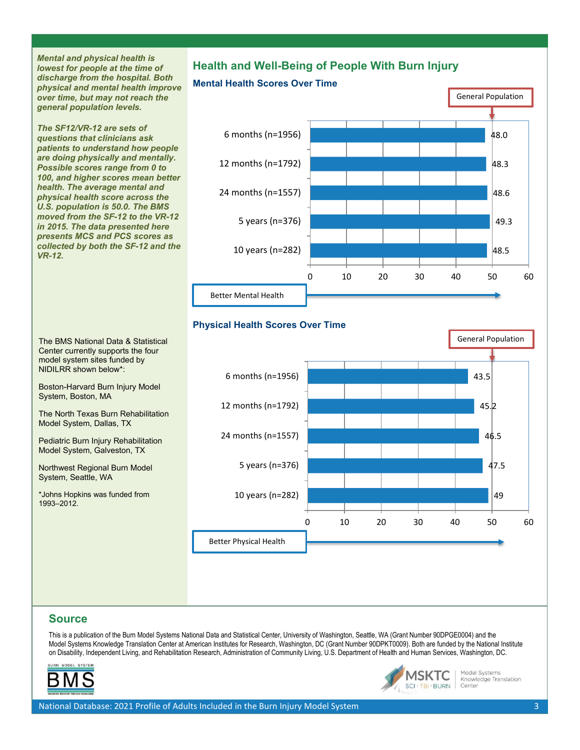*Mental and physical health is lowest for people at the time of discharge from the hospital. Both physical and mental health improve over time, but may not reach the general population levels.*

*The SF12/VR-12 are sets of questions that clinicians ask patients to understand how people are doing physically and mentally. Possible scores range from 0 to 100, and higher scores mean better health. The average mental and physical health score across the U.S. population is 50.0. The BMS moved from the SF-12 to the VR-12 in 2015. The data presented here presents MCS and PCS scores as collected by both the SF-12 and the VR-12.*

The BMS National Data & Statistical Center currently supports the four model system sites funded by NIDILRR shown below*:

Boston-Harvard Burn Injury Model System, Boston, MA

The North Texas Burn Rehabilitation Model System, Dallas, TX

Pediatric Burn Injury Rehabilitation Model System, Galveston, TX

Northwest Regional Burn Model System, Seattle, WA

*Johns Hopkins was funded from 1993–2012.

## Health and Well-Being of People With Burn Injury

### Mental Health Scores Over Time

General Population

6 months (n=1956) 48.0
12 months (n=1792) 48.3
24 months (n=1557) 48.6
5 years (n=376) 49.3
10 years (n=282) 48.5

0 10 20 30 40 50 60

Better Mental Health

### Physical Health Scores Over Time

General Population

6 months (n=1956) 43.5
12 months (n=1792) 45.2
24 months (n=1557) 46.5
5 years (n=376) 47.5
10 years (n=282) 49

0 10 20 30 40 50 60

Better Physical Health

## Source

This is a publication of the Burn Model Systems National Data and Statistical Center, University of Washington, Seattle, WA (Grant Number 90DPGE0004) and the Model Systems Knowledge Translation Center at American Institutes for Research, Washington, DC (Grant Number 90DPKT0009). Both are funded by the National Institute on Disability, Independent Living, and Rehabilitation Research, Administration of Community Living, U.S. Department of Health and Human Services, Washington, DC.